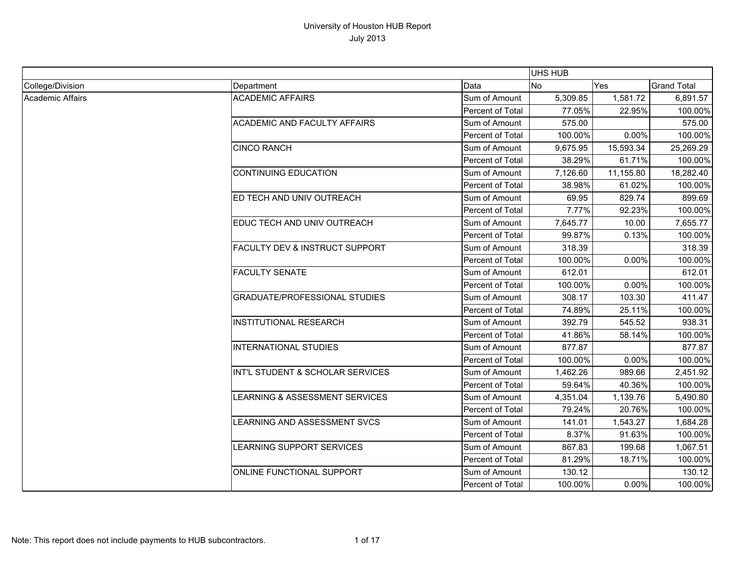# University of Houston HUB Report

July 2013

| | | | UHS HUB | | |
|---|---|---|---|---|---|
| College/Division | Department | Data | No | Yes | Grand Total |
| Academic Affairs | ACADEMIC AFFAIRS | Sum of Amount | 5,309.85 | 1,581.72 | 6,891.57 |
| | | Percent of Total | 77.05% | 22.95% | 100.00% |
| | ACADEMIC AND FACULTY AFFAIRS | Sum of Amount | 575.00 | | 575.00 |
| | | Percent of Total | 100.00% | 0.00% | 100.00% |
| | CINCO RANCH | Sum of Amount | 9,675.95 | 15,593.34 | 25,269.29 |
| | | Percent of Total | 38.29% | 61.71% | 100.00% |
| | CONTINUING EDUCATION | Sum of Amount | 7,126.60 | 11,155.80 | 18,282.40 |
| | | Percent of Total | 38.98% | 61.02% | 100.00% |
| | ED TECH AND UNIV OUTREACH | Sum of Amount | 69.95 | 829.74 | 899.69 |
| | | Percent of Total | 7.77% | 92.23% | 100.00% |
| | EDUC TECH AND UNIV OUTREACH | Sum of Amount | 7,645.77 | 10.00 | 7,655.77 |
| | | Percent of Total | 99.87% | 0.13% | 100.00% |
| | FACULTY DEV & INSTRUCT SUPPORT | Sum of Amount | 318.39 | | 318.39 |
| | | Percent of Total | 100.00% | 0.00% | 100.00% |
| | FACULTY SENATE | Sum of Amount | 612.01 | | 612.01 |
| | | Percent of Total | 100.00% | 0.00% | 100.00% |
| | GRADUATE/PROFESSIONAL STUDIES | Sum of Amount | 308.17 | 103.30 | 411.47 |
| | | Percent of Total | 74.89% | 25.11% | 100.00% |
| | INSTITUTIONAL RESEARCH | Sum of Amount | 392.79 | 545.52 | 938.31 |
| | | Percent of Total | 41.86% | 58.14% | 100.00% |
| | INTERNATIONAL STUDIES | Sum of Amount | 877.87 | | 877.87 |
| | | Percent of Total | 100.00% | 0.00% | 100.00% |
| | INT'L STUDENT & SCHOLAR SERVICES | Sum of Amount | 1,462.26 | 989.66 | 2,451.92 |
| | | Percent of Total | 59.64% | 40.36% | 100.00% |
| | LEARNING & ASSESSMENT SERVICES | Sum of Amount | 4,351.04 | 1,139.76 | 5,490.80 |
| | | Percent of Total | 79.24% | 20.76% | 100.00% |
| | LEARNING AND ASSESSMENT SVCS | Sum of Amount | 141.01 | 1,543.27 | 1,684.28 |
| | | Percent of Total | 8.37% | 91.63% | 100.00% |
| | LEARNING SUPPORT SERVICES | Sum of Amount | 867.83 | 199.68 | 1,067.51 |
| | | Percent of Total | 81.29% | 18.71% | 100.00% |
| | ONLINE FUNCTIONAL SUPPORT | Sum of Amount | 130.12 | | 130.12 |
| | | Percent of Total | 100.00% | 0.00% | 100.00% |

Note: This report does not include payments to HUB subcontractors.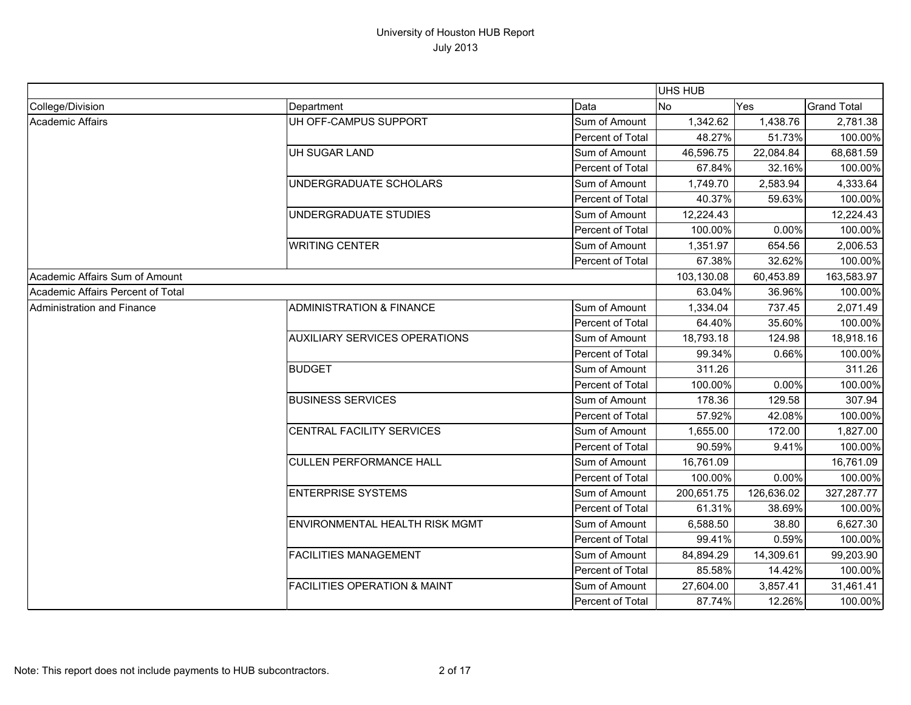# University of Houston HUB Report
July 2013

| | | | UHS HUB | | |
|---|---|---|---|---|---|
| College/Division | Department | Data | No | Yes | Grand Total |
| Academic Affairs | UH OFF-CAMPUS SUPPORT | Sum of Amount | 1,342.62 | 1,438.76 | 2,781.38 |
| | | Percent of Total | 48.27% | 51.73% | 100.00% |
| | UH SUGAR LAND | Sum of Amount | 46,596.75 | 22,084.84 | 68,681.59 |
| | | Percent of Total | 67.84% | 32.16% | 100.00% |
| | UNDERGRADUATE SCHOLARS | Sum of Amount | 1,749.70 | 2,583.94 | 4,333.64 |
| | | Percent of Total | 40.37% | 59.63% | 100.00% |
| | UNDERGRADUATE STUDIES | Sum of Amount | 12,224.43 | | 12,224.43 |
| | | Percent of Total | 100.00% | 0.00% | 100.00% |
| | WRITING CENTER | Sum of Amount | 1,351.97 | 654.56 | 2,006.53 |
| | | Percent of Total | 67.38% | 32.62% | 100.00% |
| Academic Affairs Sum of Amount | | | 103,130.08 | 60,453.89 | 163,583.97 |
| Academic Affairs Percent of Total | | | 63.04% | 36.96% | 100.00% |
| Administration and Finance | ADMINISTRATION & FINANCE | Sum of Amount | 1,334.04 | 737.45 | 2,071.49 |
| | | Percent of Total | 64.40% | 35.60% | 100.00% |
| | AUXILIARY SERVICES OPERATIONS | Sum of Amount | 18,793.18 | 124.98 | 18,918.16 |
| | | Percent of Total | 99.34% | 0.66% | 100.00% |
| | BUDGET | Sum of Amount | 311.26 | | 311.26 |
| | | Percent of Total | 100.00% | 0.00% | 100.00% |
| | BUSINESS SERVICES | Sum of Amount | 178.36 | 129.58 | 307.94 |
| | | Percent of Total | 57.92% | 42.08% | 100.00% |
| | CENTRAL FACILITY SERVICES | Sum of Amount | 1,655.00 | 172.00 | 1,827.00 |
| | | Percent of Total | 90.59% | 9.41% | 100.00% |
| | CULLEN PERFORMANCE HALL | Sum of Amount | 16,761.09 | | 16,761.09 |
| | | Percent of Total | 100.00% | 0.00% | 100.00% |
| | ENTERPRISE SYSTEMS | Sum of Amount | 200,651.75 | 126,636.02 | 327,287.77 |
| | | Percent of Total | 61.31% | 38.69% | 100.00% |
| | ENVIRONMENTAL HEALTH RISK MGMT | Sum of Amount | 6,588.50 | 38.80 | 6,627.30 |
| | | Percent of Total | 99.41% | 0.59% | 100.00% |
| | FACILITIES MANAGEMENT | Sum of Amount | 84,894.29 | 14,309.61 | 99,203.90 |
| | | Percent of Total | 85.58% | 14.42% | 100.00% |
| | FACILITIES OPERATION & MAINT | Sum of Amount | 27,604.00 | 3,857.41 | 31,461.41 |
| | | Percent of Total | 87.74% | 12.26% | 100.00% |

Note: This report does not include payments to HUB subcontractors.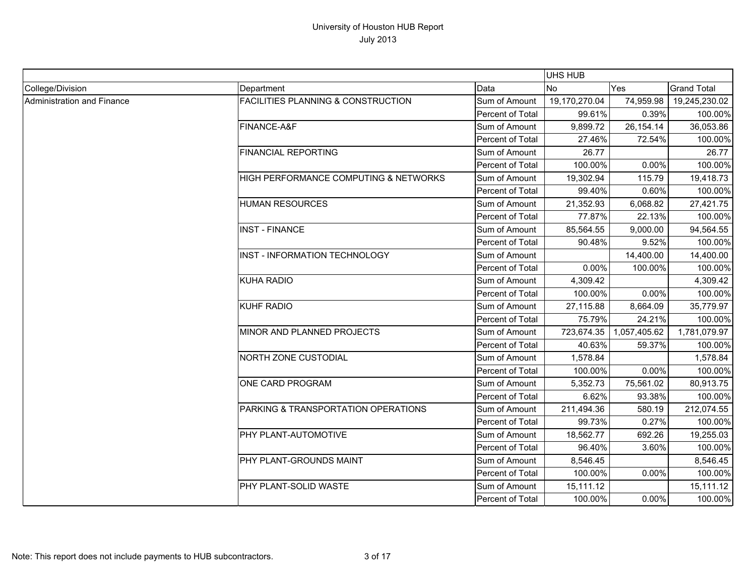# University of Houston HUB Report

July 2013

| | | | UHS HUB | | |
|---|---|---|---|---|---|
| College/Division | Department | Data | No | Yes | Grand Total |
| Administration and Finance | FACILITIES PLANNING & CONSTRUCTION | Sum of Amount | 19,170,270.04 | 74,959.98 | 19,245,230.02 |
| | | Percent of Total | 99.61% | 0.39% | 100.00% |
| | FINANCE-A&F | Sum of Amount | 9,899.72 | 26,154.14 | 36,053.86 |
| | | Percent of Total | 27.46% | 72.54% | 100.00% |
| | FINANCIAL REPORTING | Sum of Amount | 26.77 | | 26.77 |
| | | Percent of Total | 100.00% | 0.00% | 100.00% |
| | HIGH PERFORMANCE COMPUTING & NETWORKS | Sum of Amount | 19,302.94 | 115.79 | 19,418.73 |
| | | Percent of Total | 99.40% | 0.60% | 100.00% |
| | HUMAN RESOURCES | Sum of Amount | 21,352.93 | 6,068.82 | 27,421.75 |
| | | Percent of Total | 77.87% | 22.13% | 100.00% |
| | INST - FINANCE | Sum of Amount | 85,564.55 | 9,000.00 | 94,564.55 |
| | | Percent of Total | 90.48% | 9.52% | 100.00% |
| | INST - INFORMATION TECHNOLOGY | Sum of Amount | | 14,400.00 | 14,400.00 |
| | | Percent of Total | 0.00% | 100.00% | 100.00% |
| | KUHA RADIO | Sum of Amount | 4,309.42 | | 4,309.42 |
| | | Percent of Total | 100.00% | 0.00% | 100.00% |
| | KUHF RADIO | Sum of Amount | 27,115.88 | 8,664.09 | 35,779.97 |
| | | Percent of Total | 75.79% | 24.21% | 100.00% |
| | MINOR AND PLANNED PROJECTS | Sum of Amount | 723,674.35 | 1,057,405.62 | 1,781,079.97 |
| | | Percent of Total | 40.63% | 59.37% | 100.00% |
| | NORTH ZONE CUSTODIAL | Sum of Amount | 1,578.84 | | 1,578.84 |
| | | Percent of Total | 100.00% | 0.00% | 100.00% |
| | ONE CARD PROGRAM | Sum of Amount | 5,352.73 | 75,561.02 | 80,913.75 |
| | | Percent of Total | 6.62% | 93.38% | 100.00% |
| | PARKING & TRANSPORTATION OPERATIONS | Sum of Amount | 211,494.36 | 580.19 | 212,074.55 |
| | | Percent of Total | 99.73% | 0.27% | 100.00% |
| | PHY PLANT-AUTOMOTIVE | Sum of Amount | 18,562.77 | 692.26 | 19,255.03 |
| | | Percent of Total | 96.40% | 3.60% | 100.00% |
| | PHY PLANT-GROUNDS MAINT | Sum of Amount | 8,546.45 | | 8,546.45 |
| | | Percent of Total | 100.00% | 0.00% | 100.00% |
| | PHY PLANT-SOLID WASTE | Sum of Amount | 15,111.12 | | 15,111.12 |
| | | Percent of Total | 100.00% | 0.00% | 100.00% |

Note: This report does not include payments to HUB subcontractors.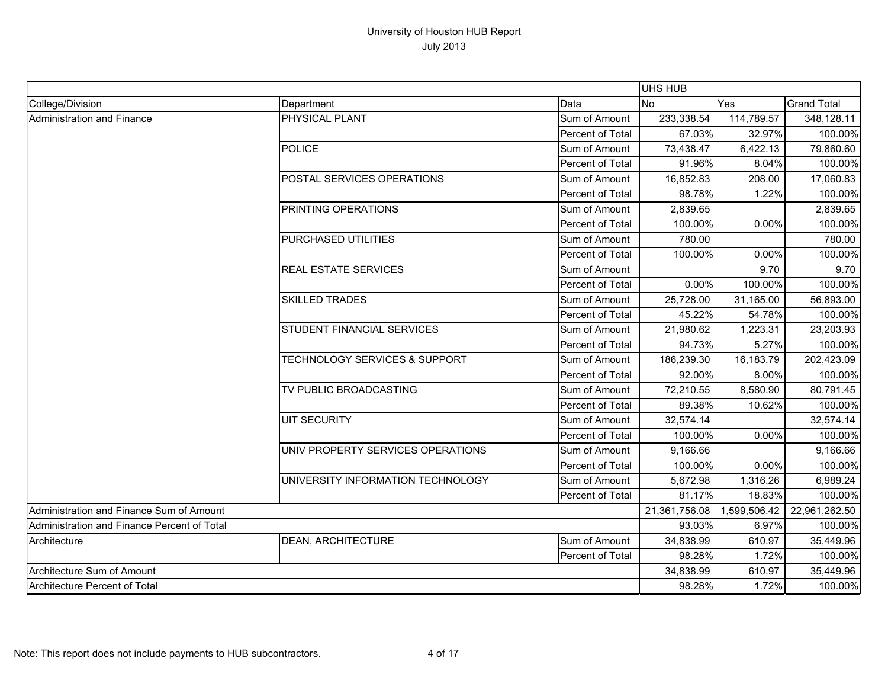University of Houston HUB Report
July 2013

| | | | UHS HUB | | |
|---|---|---|---|---|---|
| College/Division | Department | Data | No | Yes | Grand Total |
| Administration and Finance | PHYSICAL PLANT | Sum of Amount | 233,338.54 | 114,789.57 | 348,128.11 |
| | | Percent of Total | 67.03% | 32.97% | 100.00% |
| | POLICE | Sum of Amount | 73,438.47 | 6,422.13 | 79,860.60 |
| | | Percent of Total | 91.96% | 8.04% | 100.00% |
| | POSTAL SERVICES OPERATIONS | Sum of Amount | 16,852.83 | 208.00 | 17,060.83 |
| | | Percent of Total | 98.78% | 1.22% | 100.00% |
| | PRINTING OPERATIONS | Sum of Amount | 2,839.65 | | 2,839.65 |
| | | Percent of Total | 100.00% | 0.00% | 100.00% |
| | PURCHASED UTILITIES | Sum of Amount | 780.00 | | 780.00 |
| | | Percent of Total | 100.00% | 0.00% | 100.00% |
| | REAL ESTATE SERVICES | Sum of Amount | | 9.70 | 9.70 |
| | | Percent of Total | 0.00% | 100.00% | 100.00% |
| | SKILLED TRADES | Sum of Amount | 25,728.00 | 31,165.00 | 56,893.00 |
| | | Percent of Total | 45.22% | 54.78% | 100.00% |
| | STUDENT FINANCIAL SERVICES | Sum of Amount | 21,980.62 | 1,223.31 | 23,203.93 |
| | | Percent of Total | 94.73% | 5.27% | 100.00% |
| | TECHNOLOGY SERVICES & SUPPORT | Sum of Amount | 186,239.30 | 16,183.79 | 202,423.09 |
| | | Percent of Total | 92.00% | 8.00% | 100.00% |
| | TV PUBLIC BROADCASTING | Sum of Amount | 72,210.55 | 8,580.90 | 80,791.45 |
| | | Percent of Total | 89.38% | 10.62% | 100.00% |
| | UIT SECURITY | Sum of Amount | 32,574.14 | | 32,574.14 |
| | | Percent of Total | 100.00% | 0.00% | 100.00% |
| | UNIV PROPERTY SERVICES OPERATIONS | Sum of Amount | 9,166.66 | | 9,166.66 |
| | | Percent of Total | 100.00% | 0.00% | 100.00% |
| | UNIVERSITY INFORMATION TECHNOLOGY | Sum of Amount | 5,672.98 | 1,316.26 | 6,989.24 |
| | | Percent of Total | 81.17% | 18.83% | 100.00% |
| Administration and Finance Sum of Amount | | | 21,361,756.08 | 1,599,506.42 | 22,961,262.50 |
| Administration and Finance Percent of Total | | | 93.03% | 6.97% | 100.00% |
| Architecture | DEAN, ARCHITECTURE | Sum of Amount | 34,838.99 | 610.97 | 35,449.96 |
| | | Percent of Total | 98.28% | 1.72% | 100.00% |
| Architecture Sum of Amount | | | 34,838.99 | 610.97 | 35,449.96 |
| Architecture Percent of Total | | | 98.28% | 1.72% | 100.00% |

Note: This report does not include payments to HUB subcontractors.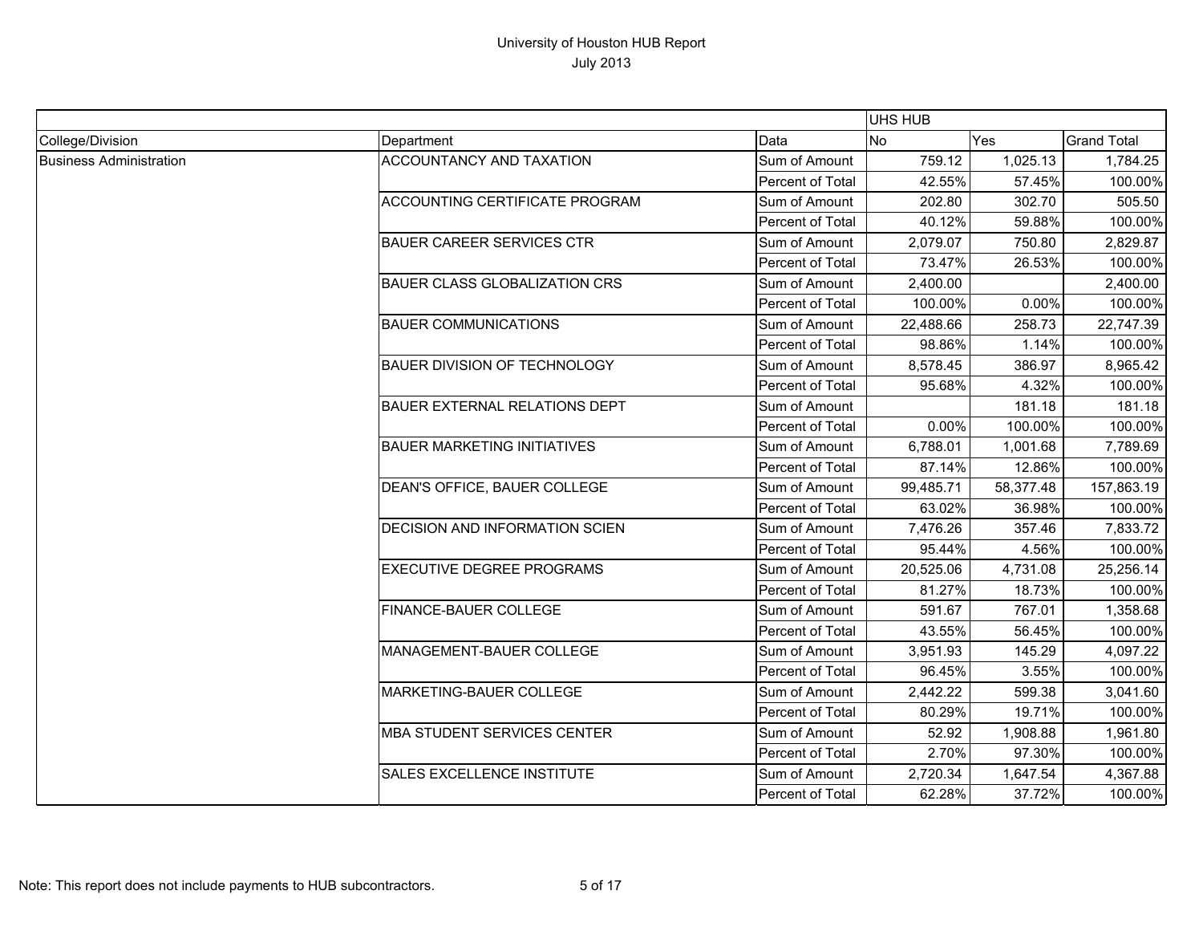# University of Houston HUB Report

July 2013

| | | | UHS HUB | | |
|---|---|---|---|---|---|
| College/Division | Department | Data | No | Yes | Grand Total |
| Business Administration | ACCOUNTANCY AND TAXATION | Sum of Amount | 759.12 | 1,025.13 | 1,784.25 |
| | | Percent of Total | 42.55% | 57.45% | 100.00% |
| | ACCOUNTING CERTIFICATE PROGRAM | Sum of Amount | 202.80 | 302.70 | 505.50 |
| | | Percent of Total | 40.12% | 59.88% | 100.00% |
| | BAUER CAREER SERVICES CTR | Sum of Amount | 2,079.07 | 750.80 | 2,829.87 |
| | | Percent of Total | 73.47% | 26.53% | 100.00% |
| | BAUER CLASS GLOBALIZATION CRS | Sum of Amount | 2,400.00 | | 2,400.00 |
| | | Percent of Total | 100.00% | 0.00% | 100.00% |
| | BAUER COMMUNICATIONS | Sum of Amount | 22,488.66 | 258.73 | 22,747.39 |
| | | Percent of Total | 98.86% | 1.14% | 100.00% |
| | BAUER DIVISION OF TECHNOLOGY | Sum of Amount | 8,578.45 | 386.97 | 8,965.42 |
| | | Percent of Total | 95.68% | 4.32% | 100.00% |
| | BAUER EXTERNAL RELATIONS DEPT | Sum of Amount | | 181.18 | 181.18 |
| | | Percent of Total | 0.00% | 100.00% | 100.00% |
| | BAUER MARKETING INITIATIVES | Sum of Amount | 6,788.01 | 1,001.68 | 7,789.69 |
| | | Percent of Total | 87.14% | 12.86% | 100.00% |
| | DEAN'S OFFICE, BAUER COLLEGE | Sum of Amount | 99,485.71 | 58,377.48 | 157,863.19 |
| | | Percent of Total | 63.02% | 36.98% | 100.00% |
| | DECISION AND INFORMATION SCIEN | Sum of Amount | 7,476.26 | 357.46 | 7,833.72 |
| | | Percent of Total | 95.44% | 4.56% | 100.00% |
| | EXECUTIVE DEGREE PROGRAMS | Sum of Amount | 20,525.06 | 4,731.08 | 25,256.14 |
| | | Percent of Total | 81.27% | 18.73% | 100.00% |
| | FINANCE-BAUER COLLEGE | Sum of Amount | 591.67 | 767.01 | 1,358.68 |
| | | Percent of Total | 43.55% | 56.45% | 100.00% |
| | MANAGEMENT-BAUER COLLEGE | Sum of Amount | 3,951.93 | 145.29 | 4,097.22 |
| | | Percent of Total | 96.45% | 3.55% | 100.00% |
| | MARKETING-BAUER COLLEGE | Sum of Amount | 2,442.22 | 599.38 | 3,041.60 |
| | | Percent of Total | 80.29% | 19.71% | 100.00% |
| | MBA STUDENT SERVICES CENTER | Sum of Amount | 52.92 | 1,908.88 | 1,961.80 |
| | | Percent of Total | 2.70% | 97.30% | 100.00% |
| | SALES EXCELLENCE INSTITUTE | Sum of Amount | 2,720.34 | 1,647.54 | 4,367.88 |
| | | Percent of Total | 62.28% | 37.72% | 100.00% |

Note: This report does not include payments to HUB subcontractors.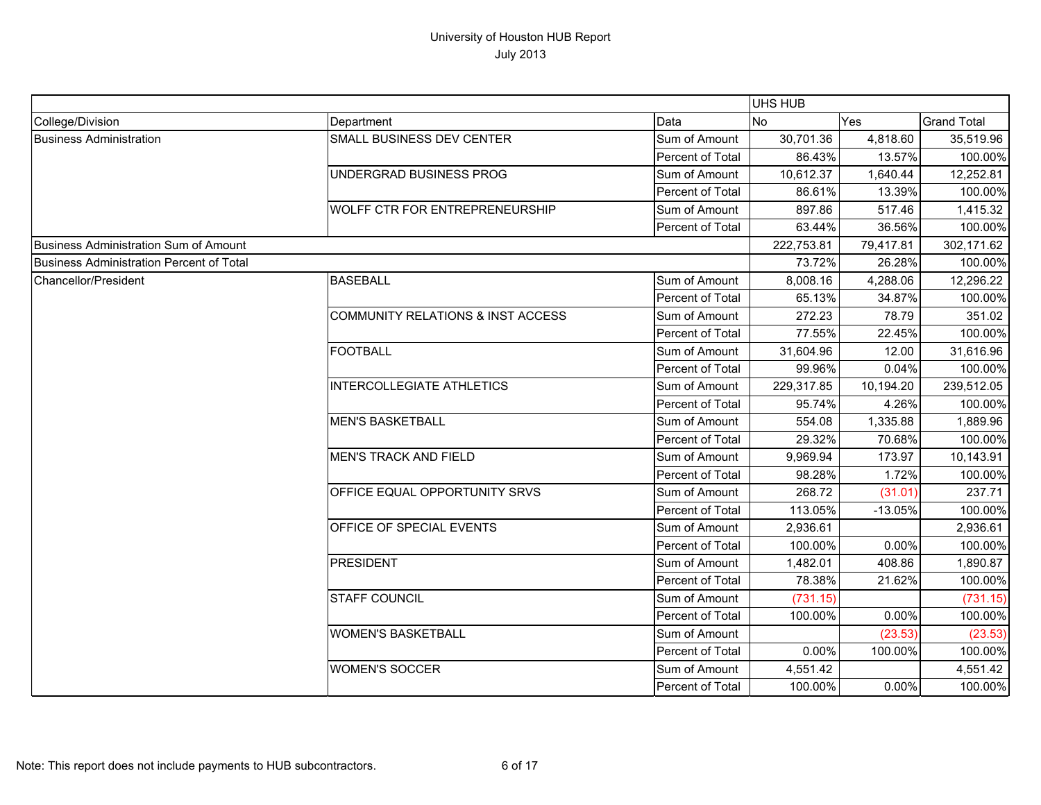University of Houston HUB Report
July 2013

| | | | UHS HUB | | |
|---|---|---|---|---|---|
| College/Division | Department | Data | No | Yes | Grand Total |
| Business Administration | SMALL BUSINESS DEV CENTER | Sum of Amount | 30,701.36 | 4,818.60 | 35,519.96 |
| | | Percent of Total | 86.43% | 13.57% | 100.00% |
| | UNDERGRAD BUSINESS PROG | Sum of Amount | 10,612.37 | 1,640.44 | 12,252.81 |
| | | Percent of Total | 86.61% | 13.39% | 100.00% |
| | WOLFF CTR FOR ENTREPRENEURSHIP | Sum of Amount | 897.86 | 517.46 | 1,415.32 |
| | | Percent of Total | 63.44% | 36.56% | 100.00% |
| Business Administration Sum of Amount | | | 222,753.81 | 79,417.81 | 302,171.62 |
| Business Administration Percent of Total | | | 73.72% | 26.28% | 100.00% |
| Chancellor/President | BASEBALL | Sum of Amount | 8,008.16 | 4,288.06 | 12,296.22 |
| | | Percent of Total | 65.13% | 34.87% | 100.00% |
| | COMMUNITY RELATIONS & INST ACCESS | Sum of Amount | 272.23 | 78.79 | 351.02 |
| | | Percent of Total | 77.55% | 22.45% | 100.00% |
| | FOOTBALL | Sum of Amount | 31,604.96 | 12.00 | 31,616.96 |
| | | Percent of Total | 99.96% | 0.04% | 100.00% |
| | INTERCOLLEGIATE ATHLETICS | Sum of Amount | 229,317.85 | 10,194.20 | 239,512.05 |
| | | Percent of Total | 95.74% | 4.26% | 100.00% |
| | MEN'S BASKETBALL | Sum of Amount | 554.08 | 1,335.88 | 1,889.96 |
| | | Percent of Total | 29.32% | 70.68% | 100.00% |
| | MEN'S TRACK AND FIELD | Sum of Amount | 9,969.94 | 173.97 | 10,143.91 |
| | | Percent of Total | 98.28% | 1.72% | 100.00% |
| | OFFICE EQUAL OPPORTUNITY SRVS | Sum of Amount | 268.72 | (31.01) | 237.71 |
| | | Percent of Total | 113.05% | -13.05% | 100.00% |
| | OFFICE OF SPECIAL EVENTS | Sum of Amount | 2,936.61 | | 2,936.61 |
| | | Percent of Total | 100.00% | 0.00% | 100.00% |
| | PRESIDENT | Sum of Amount | 1,482.01 | 408.86 | 1,890.87 |
| | | Percent of Total | 78.38% | 21.62% | 100.00% |
| | STAFF COUNCIL | Sum of Amount | (731.15) | | (731.15) |
| | | Percent of Total | 100.00% | 0.00% | 100.00% |
| | WOMEN'S BASKETBALL | Sum of Amount | | (23.53) | (23.53) |
| | | Percent of Total | 0.00% | 100.00% | 100.00% |
| | WOMEN'S SOCCER | Sum of Amount | 4,551.42 | | 4,551.42 |
| | | Percent of Total | 100.00% | 0.00% | 100.00% |

Note: This report does not include payments to HUB subcontractors.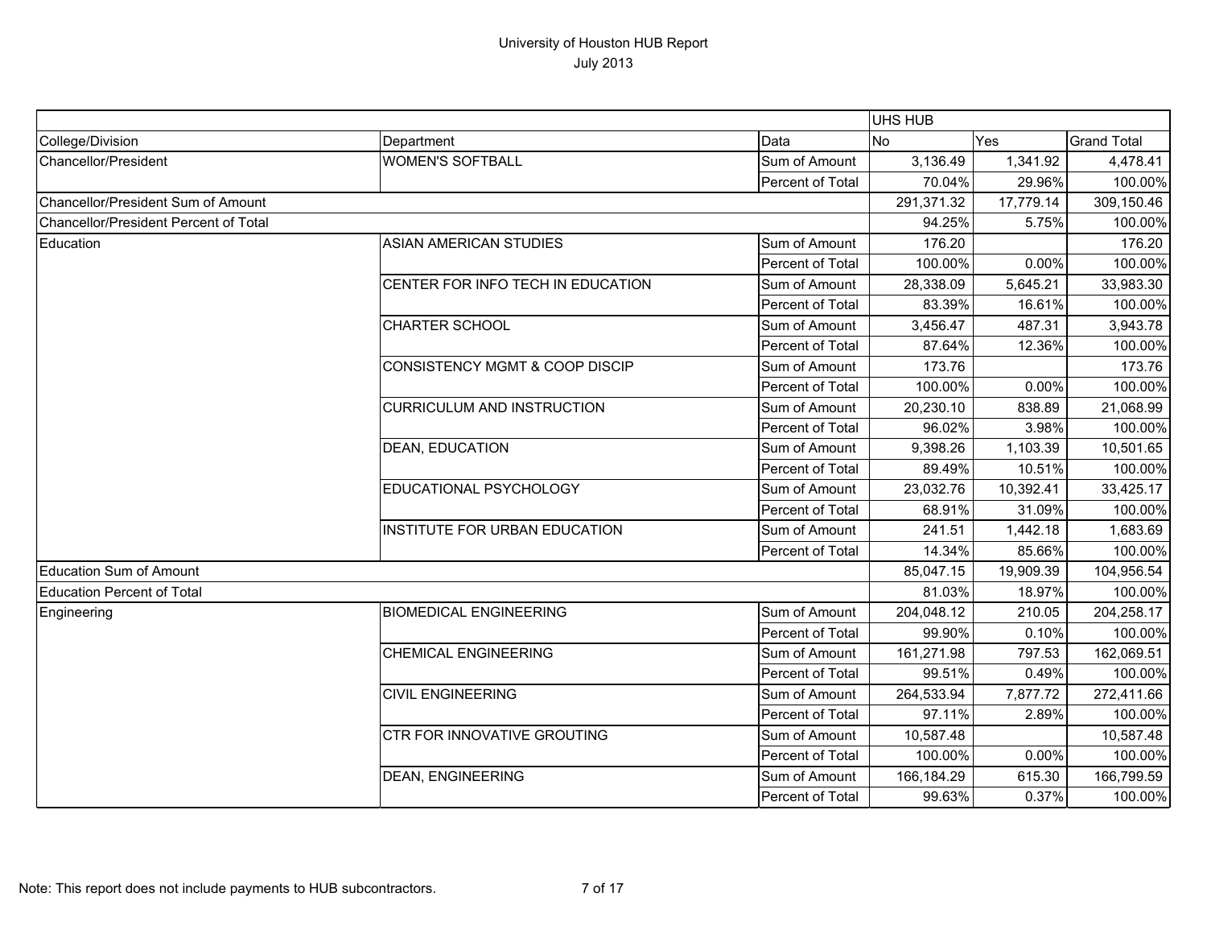# University of Houston HUB Report
July 2013

| | | | UHS HUB | | |
|---|---|---|---|---|---|
| College/Division | Department | Data | No | Yes | Grand Total |
| Chancellor/President | WOMEN'S SOFTBALL | Sum of Amount | 3,136.49 | 1,341.92 | 4,478.41 |
| | | Percent of Total | 70.04% | 29.96% | 100.00% |
| Chancellor/President Sum of Amount | | | 291,371.32 | 17,779.14 | 309,150.46 |
| Chancellor/President Percent of Total | | | 94.25% | 5.75% | 100.00% |
| Education | ASIAN AMERICAN STUDIES | Sum of Amount | 176.20 | | 176.20 |
| | | Percent of Total | 100.00% | 0.00% | 100.00% |
| | CENTER FOR INFO TECH IN EDUCATION | Sum of Amount | 28,338.09 | 5,645.21 | 33,983.30 |
| | | Percent of Total | 83.39% | 16.61% | 100.00% |
| | CHARTER SCHOOL | Sum of Amount | 3,456.47 | 487.31 | 3,943.78 |
| | | Percent of Total | 87.64% | 12.36% | 100.00% |
| | CONSISTENCY MGMT & COOP DISCIP | Sum of Amount | 173.76 | | 173.76 |
| | | Percent of Total | 100.00% | 0.00% | 100.00% |
| | CURRICULUM AND INSTRUCTION | Sum of Amount | 20,230.10 | 838.89 | 21,068.99 |
| | | Percent of Total | 96.02% | 3.98% | 100.00% |
| | DEAN, EDUCATION | Sum of Amount | 9,398.26 | 1,103.39 | 10,501.65 |
| | | Percent of Total | 89.49% | 10.51% | 100.00% |
| | EDUCATIONAL PSYCHOLOGY | Sum of Amount | 23,032.76 | 10,392.41 | 33,425.17 |
| | | Percent of Total | 68.91% | 31.09% | 100.00% |
| | INSTITUTE FOR URBAN EDUCATION | Sum of Amount | 241.51 | 1,442.18 | 1,683.69 |
| | | Percent of Total | 14.34% | 85.66% | 100.00% |
| Education Sum of Amount | | | 85,047.15 | 19,909.39 | 104,956.54 |
| Education Percent of Total | | | 81.03% | 18.97% | 100.00% |
| Engineering | BIOMEDICAL ENGINEERING | Sum of Amount | 204,048.12 | 210.05 | 204,258.17 |
| | | Percent of Total | 99.90% | 0.10% | 100.00% |
| | CHEMICAL ENGINEERING | Sum of Amount | 161,271.98 | 797.53 | 162,069.51 |
| | | Percent of Total | 99.51% | 0.49% | 100.00% |
| | CIVIL ENGINEERING | Sum of Amount | 264,533.94 | 7,877.72 | 272,411.66 |
| | | Percent of Total | 97.11% | 2.89% | 100.00% |
| | CTR FOR INNOVATIVE GROUTING | Sum of Amount | 10,587.48 | | 10,587.48 |
| | | Percent of Total | 100.00% | 0.00% | 100.00% |
| | DEAN, ENGINEERING | Sum of Amount | 166,184.29 | 615.30 | 166,799.59 |
| | | Percent of Total | 99.63% | 0.37% | 100.00% |

Note: This report does not include payments to HUB subcontractors.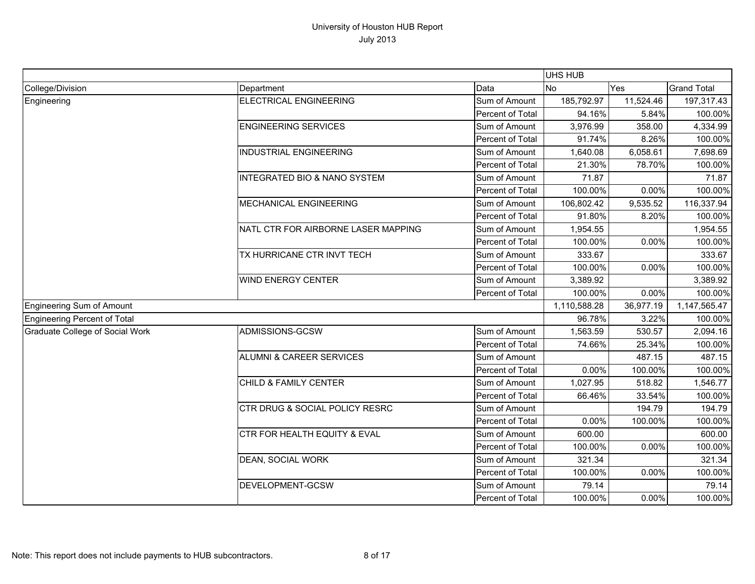# University of Houston HUB Report
July 2013

| | | | UHS HUB | | |
|---|---|---|---|---|---|
| College/Division | Department | Data | No | Yes | Grand Total |
| Engineering | ELECTRICAL ENGINEERING | Sum of Amount | 185,792.97 | 11,524.46 | 197,317.43 |
| | | Percent of Total | 94.16% | 5.84% | 100.00% |
| | ENGINEERING SERVICES | Sum of Amount | 3,976.99 | 358.00 | 4,334.99 |
| | | Percent of Total | 91.74% | 8.26% | 100.00% |
| | INDUSTRIAL ENGINEERING | Sum of Amount | 1,640.08 | 6,058.61 | 7,698.69 |
| | | Percent of Total | 21.30% | 78.70% | 100.00% |
| | INTEGRATED BIO & NANO SYSTEM | Sum of Amount | 71.87 | | 71.87 |
| | | Percent of Total | 100.00% | 0.00% | 100.00% |
| | MECHANICAL ENGINEERING | Sum of Amount | 106,802.42 | 9,535.52 | 116,337.94 |
| | | Percent of Total | 91.80% | 8.20% | 100.00% |
| | NATL CTR FOR AIRBORNE LASER MAPPING | Sum of Amount | 1,954.55 | | 1,954.55 |
| | | Percent of Total | 100.00% | 0.00% | 100.00% |
| | TX HURRICANE CTR INVT TECH | Sum of Amount | 333.67 | | 333.67 |
| | | Percent of Total | 100.00% | 0.00% | 100.00% |
| | WIND ENERGY CENTER | Sum of Amount | 3,389.92 | | 3,389.92 |
| | | Percent of Total | 100.00% | 0.00% | 100.00% |
| Engineering Sum of Amount | | | 1,110,588.28 | 36,977.19 | 1,147,565.47 |
| Engineering Percent of Total | | | 96.78% | 3.22% | 100.00% |
| Graduate College of Social Work | ADMISSIONS-GCSW | Sum of Amount | 1,563.59 | 530.57 | 2,094.16 |
| | | Percent of Total | 74.66% | 25.34% | 100.00% |
| | ALUMNI & CAREER SERVICES | Sum of Amount | | 487.15 | 487.15 |
| | | Percent of Total | 0.00% | 100.00% | 100.00% |
| | CHILD & FAMILY CENTER | Sum of Amount | 1,027.95 | 518.82 | 1,546.77 |
| | | Percent of Total | 66.46% | 33.54% | 100.00% |
| | CTR DRUG & SOCIAL POLICY RESRC | Sum of Amount | | 194.79 | 194.79 |
| | | Percent of Total | 0.00% | 100.00% | 100.00% |
| | CTR FOR HEALTH EQUITY & EVAL | Sum of Amount | 600.00 | | 600.00 |
| | | Percent of Total | 100.00% | 0.00% | 100.00% |
| | DEAN, SOCIAL WORK | Sum of Amount | 321.34 | | 321.34 |
| | | Percent of Total | 100.00% | 0.00% | 100.00% |
| | DEVELOPMENT-GCSW | Sum of Amount | 79.14 | | 79.14 |
| | | Percent of Total | 100.00% | 0.00% | 100.00% |

Note: This report does not include payments to HUB subcontractors.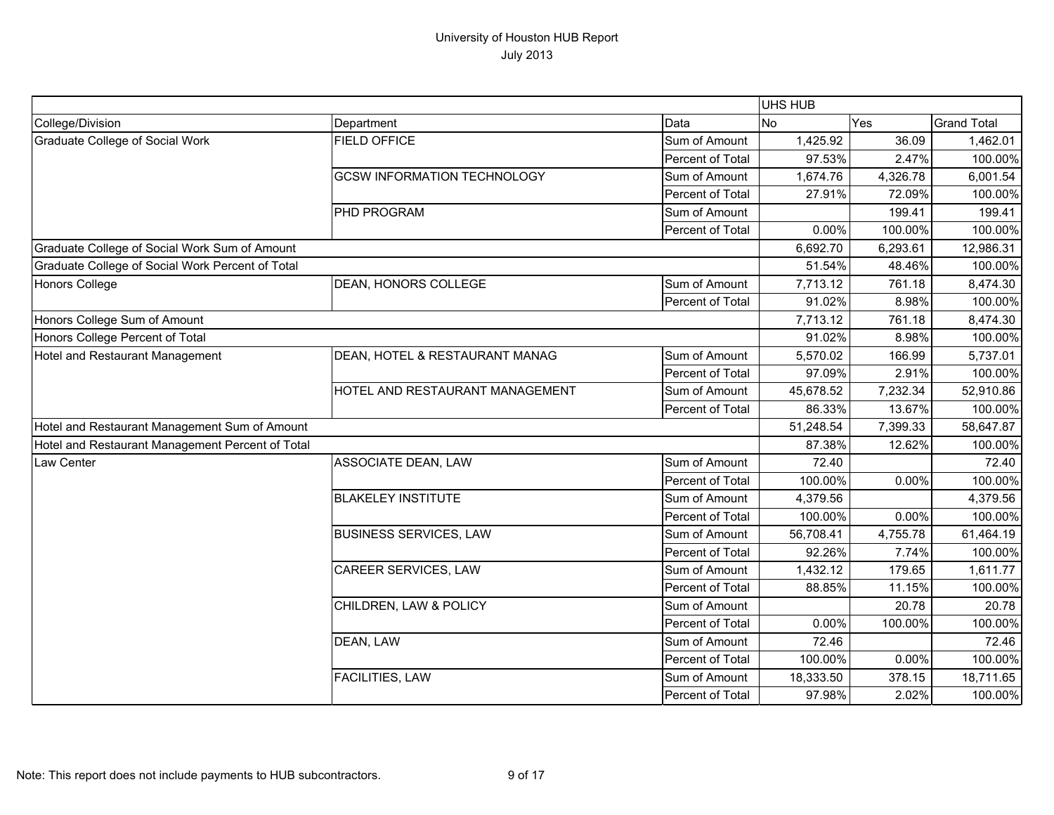# University of Houston HUB Report

July 2013

| | | | UHS HUB | | |
|---|---|---|---|---|---|
| College/Division | Department | Data | No | Yes | Grand Total |
| Graduate College of Social Work | FIELD OFFICE | Sum of Amount | 1,425.92 | 36.09 | 1,462.01 |
| | | Percent of Total | 97.53% | 2.47% | 100.00% |
| | GCSW INFORMATION TECHNOLOGY | Sum of Amount | 1,674.76 | 4,326.78 | 6,001.54 |
| | | Percent of Total | 27.91% | 72.09% | 100.00% |
| | PHD PROGRAM | Sum of Amount | | 199.41 | 199.41 |
| | | Percent of Total | 0.00% | 100.00% | 100.00% |
| Graduate College of Social Work Sum of Amount | | | 6,692.70 | 6,293.61 | 12,986.31 |
| Graduate College of Social Work Percent of Total | | | 51.54% | 48.46% | 100.00% |
| Honors College | DEAN, HONORS COLLEGE | Sum of Amount | 7,713.12 | 761.18 | 8,474.30 |
| | | Percent of Total | 91.02% | 8.98% | 100.00% |
| Honors College Sum of Amount | | | 7,713.12 | 761.18 | 8,474.30 |
| Honors College Percent of Total | | | 91.02% | 8.98% | 100.00% |
| Hotel and Restaurant Management | DEAN, HOTEL & RESTAURANT MANAG | Sum of Amount | 5,570.02 | 166.99 | 5,737.01 |
| | | Percent of Total | 97.09% | 2.91% | 100.00% |
| | HOTEL AND RESTAURANT MANAGEMENT | Sum of Amount | 45,678.52 | 7,232.34 | 52,910.86 |
| | | Percent of Total | 86.33% | 13.67% | 100.00% |
| Hotel and Restaurant Management Sum of Amount | | | 51,248.54 | 7,399.33 | 58,647.87 |
| Hotel and Restaurant Management Percent of Total | | | 87.38% | 12.62% | 100.00% |
| Law Center | ASSOCIATE DEAN, LAW | Sum of Amount | 72.40 | | 72.40 |
| | | Percent of Total | 100.00% | 0.00% | 100.00% |
| | BLAKELEY INSTITUTE | Sum of Amount | 4,379.56 | | 4,379.56 |
| | | Percent of Total | 100.00% | 0.00% | 100.00% |
| | BUSINESS SERVICES, LAW | Sum of Amount | 56,708.41 | 4,755.78 | 61,464.19 |
| | | Percent of Total | 92.26% | 7.74% | 100.00% |
| | CAREER SERVICES, LAW | Sum of Amount | 1,432.12 | 179.65 | 1,611.77 |
| | | Percent of Total | 88.85% | 11.15% | 100.00% |
| | CHILDREN, LAW & POLICY | Sum of Amount | | 20.78 | 20.78 |
| | | Percent of Total | 0.00% | 100.00% | 100.00% |
| | DEAN, LAW | Sum of Amount | 72.46 | | 72.46 |
| | | Percent of Total | 100.00% | 0.00% | 100.00% |
| | FACILITIES, LAW | Sum of Amount | 18,333.50 | 378.15 | 18,711.65 |
| | | Percent of Total | 97.98% | 2.02% | 100.00% |

Note: This report does not include payments to HUB subcontractors.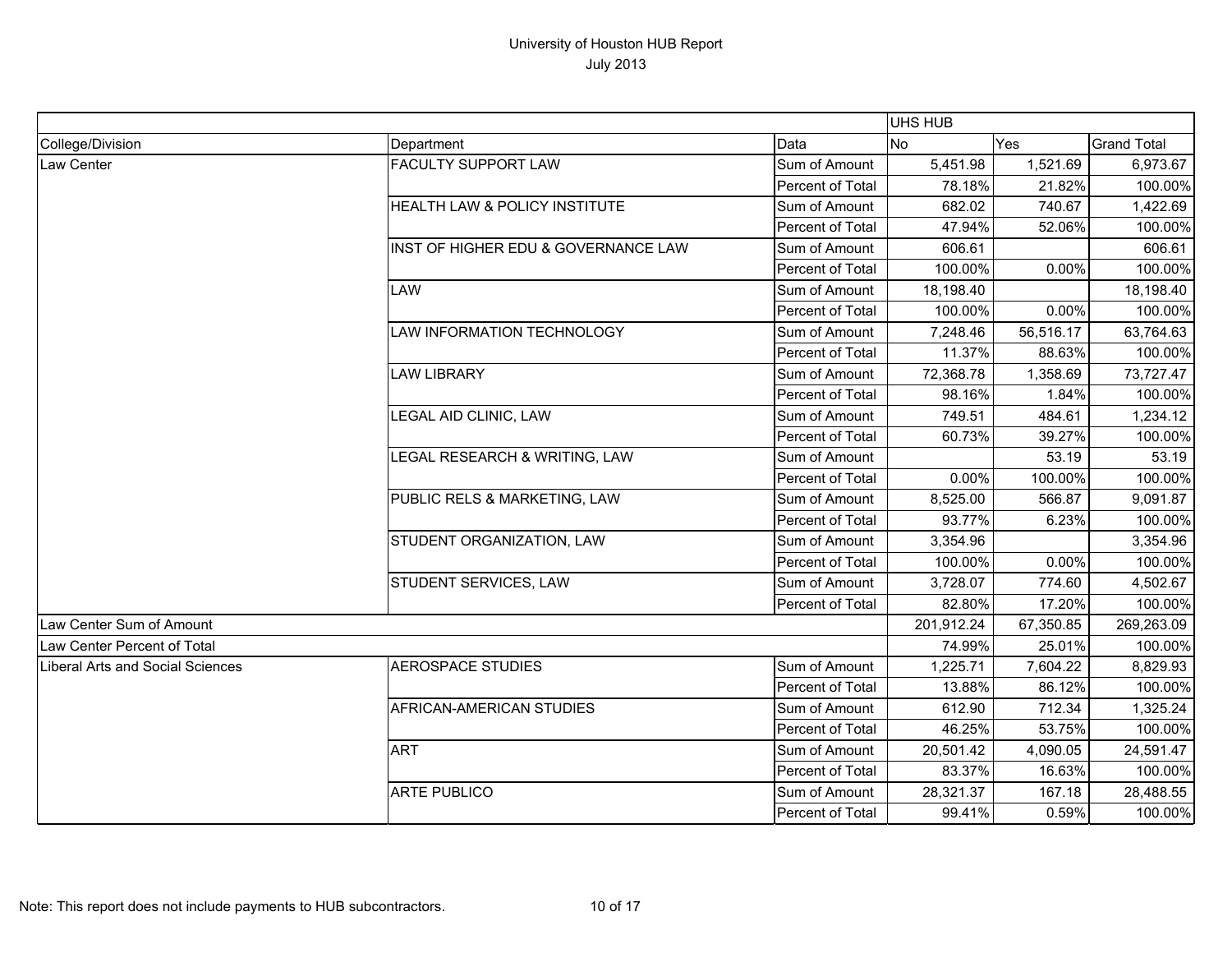# University of Houston HUB Report

July 2013

| | | | UHS HUB | | |
|---|---|---|---|---|---|
| College/Division | Department | Data | No | Yes | Grand Total |
| Law Center | FACULTY SUPPORT LAW | Sum of Amount | 5,451.98 | 1,521.69 | 6,973.67 |
| | | Percent of Total | 78.18% | 21.82% | 100.00% |
| | HEALTH LAW & POLICY INSTITUTE | Sum of Amount | 682.02 | 740.67 | 1,422.69 |
| | | Percent of Total | 47.94% | 52.06% | 100.00% |
| | INST OF HIGHER EDU & GOVERNANCE LAW | Sum of Amount | 606.61 | | 606.61 |
| | | Percent of Total | 100.00% | 0.00% | 100.00% |
| | LAW | Sum of Amount | 18,198.40 | | 18,198.40 |
| | | Percent of Total | 100.00% | 0.00% | 100.00% |
| | LAW INFORMATION TECHNOLOGY | Sum of Amount | 7,248.46 | 56,516.17 | 63,764.63 |
| | | Percent of Total | 11.37% | 88.63% | 100.00% |
| | LAW LIBRARY | Sum of Amount | 72,368.78 | 1,358.69 | 73,727.47 |
| | | Percent of Total | 98.16% | 1.84% | 100.00% |
| | LEGAL AID CLINIC, LAW | Sum of Amount | 749.51 | 484.61 | 1,234.12 |
| | | Percent of Total | 60.73% | 39.27% | 100.00% |
| | LEGAL RESEARCH & WRITING, LAW | Sum of Amount | | 53.19 | 53.19 |
| | | Percent of Total | 0.00% | 100.00% | 100.00% |
| | PUBLIC RELS & MARKETING, LAW | Sum of Amount | 8,525.00 | 566.87 | 9,091.87 |
| | | Percent of Total | 93.77% | 6.23% | 100.00% |
| | STUDENT ORGANIZATION, LAW | Sum of Amount | 3,354.96 | | 3,354.96 |
| | | Percent of Total | 100.00% | 0.00% | 100.00% |
| | STUDENT SERVICES, LAW | Sum of Amount | 3,728.07 | 774.60 | 4,502.67 |
| | | Percent of Total | 82.80% | 17.20% | 100.00% |
| Law Center Sum of Amount | | | 201,912.24 | 67,350.85 | 269,263.09 |
| Law Center Percent of Total | | | 74.99% | 25.01% | 100.00% |
| Liberal Arts and Social Sciences | AEROSPACE STUDIES | Sum of Amount | 1,225.71 | 7,604.22 | 8,829.93 |
| | | Percent of Total | 13.88% | 86.12% | 100.00% |
| | AFRICAN-AMERICAN STUDIES | Sum of Amount | 612.90 | 712.34 | 1,325.24 |
| | | Percent of Total | 46.25% | 53.75% | 100.00% |
| | ART | Sum of Amount | 20,501.42 | 4,090.05 | 24,591.47 |
| | | Percent of Total | 83.37% | 16.63% | 100.00% |
| | ARTE PUBLICO | Sum of Amount | 28,321.37 | 167.18 | 28,488.55 |
| | | Percent of Total | 99.41% | 0.59% | 100.00% |

Note: This report does not include payments to HUB subcontractors.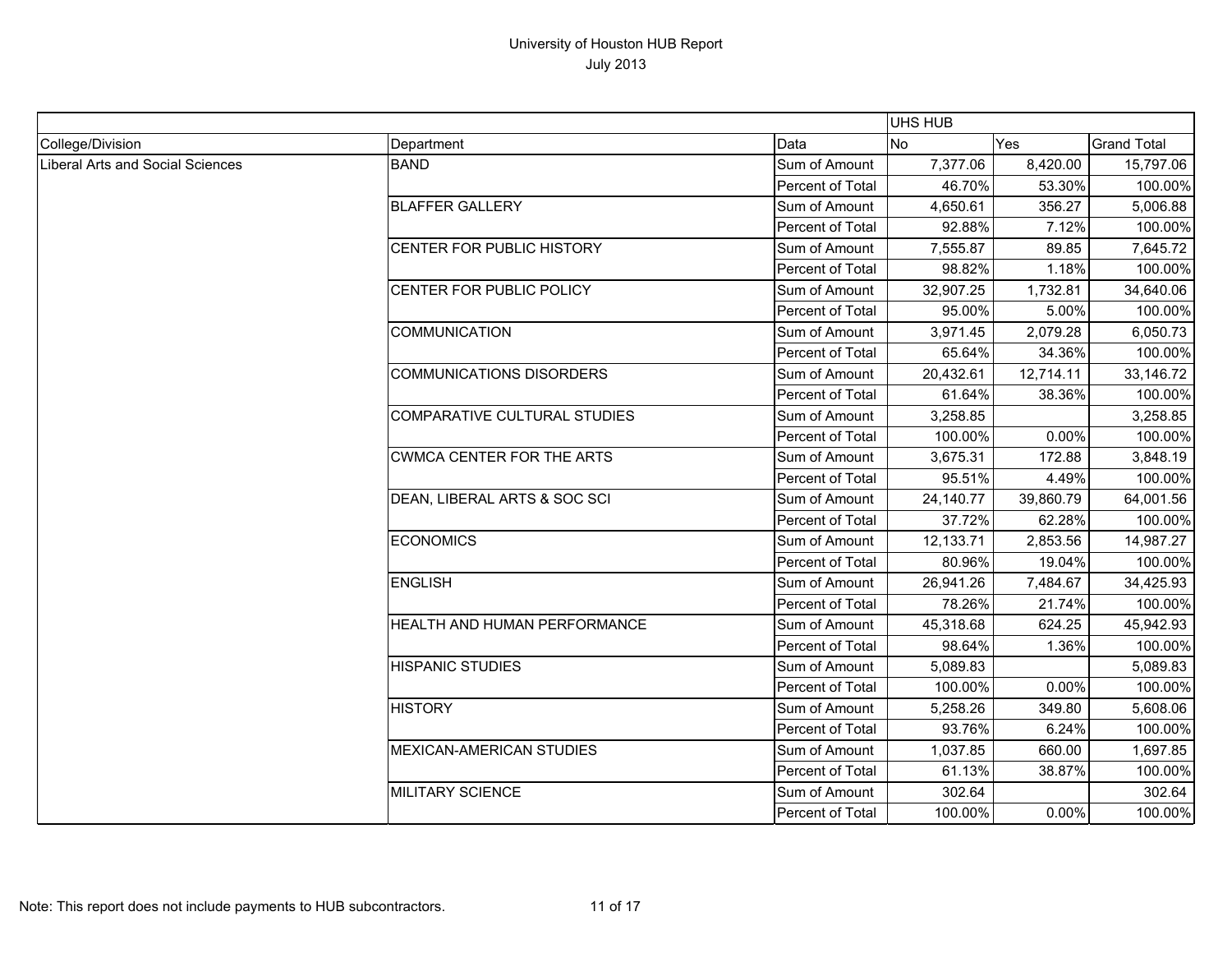# University of Houston HUB Report

July 2013

| | | | UHS HUB | | |
|---|---|---|---|---|---|
| College/Division | Department | Data | No | Yes | Grand Total |
| Liberal Arts and Social Sciences | BAND | Sum of Amount | 7,377.06 | 8,420.00 | 15,797.06 |
| | | Percent of Total | 46.70% | 53.30% | 100.00% |
| | BLAFFER GALLERY | Sum of Amount | 4,650.61 | 356.27 | 5,006.88 |
| | | Percent of Total | 92.88% | 7.12% | 100.00% |
| | CENTER FOR PUBLIC HISTORY | Sum of Amount | 7,555.87 | 89.85 | 7,645.72 |
| | | Percent of Total | 98.82% | 1.18% | 100.00% |
| | CENTER FOR PUBLIC POLICY | Sum of Amount | 32,907.25 | 1,732.81 | 34,640.06 |
| | | Percent of Total | 95.00% | 5.00% | 100.00% |
| | COMMUNICATION | Sum of Amount | 3,971.45 | 2,079.28 | 6,050.73 |
| | | Percent of Total | 65.64% | 34.36% | 100.00% |
| | COMMUNICATIONS DISORDERS | Sum of Amount | 20,432.61 | 12,714.11 | 33,146.72 |
| | | Percent of Total | 61.64% | 38.36% | 100.00% |
| | COMPARATIVE CULTURAL STUDIES | Sum of Amount | 3,258.85 | | 3,258.85 |
| | | Percent of Total | 100.00% | 0.00% | 100.00% |
| | CWMCA CENTER FOR THE ARTS | Sum of Amount | 3,675.31 | 172.88 | 3,848.19 |
| | | Percent of Total | 95.51% | 4.49% | 100.00% |
| | DEAN, LIBERAL ARTS & SOC SCI | Sum of Amount | 24,140.77 | 39,860.79 | 64,001.56 |
| | | Percent of Total | 37.72% | 62.28% | 100.00% |
| | ECONOMICS | Sum of Amount | 12,133.71 | 2,853.56 | 14,987.27 |
| | | Percent of Total | 80.96% | 19.04% | 100.00% |
| | ENGLISH | Sum of Amount | 26,941.26 | 7,484.67 | 34,425.93 |
| | | Percent of Total | 78.26% | 21.74% | 100.00% |
| | HEALTH AND HUMAN PERFORMANCE | Sum of Amount | 45,318.68 | 624.25 | 45,942.93 |
| | | Percent of Total | 98.64% | 1.36% | 100.00% |
| | HISPANIC STUDIES | Sum of Amount | 5,089.83 | | 5,089.83 |
| | | Percent of Total | 100.00% | 0.00% | 100.00% |
| | HISTORY | Sum of Amount | 5,258.26 | 349.80 | 5,608.06 |
| | | Percent of Total | 93.76% | 6.24% | 100.00% |
| | MEXICAN-AMERICAN STUDIES | Sum of Amount | 1,037.85 | 660.00 | 1,697.85 |
| | | Percent of Total | 61.13% | 38.87% | 100.00% |
| | MILITARY SCIENCE | Sum of Amount | 302.64 | | 302.64 |
| | | Percent of Total | 100.00% | 0.00% | 100.00% |

Note: This report does not include payments to HUB subcontractors.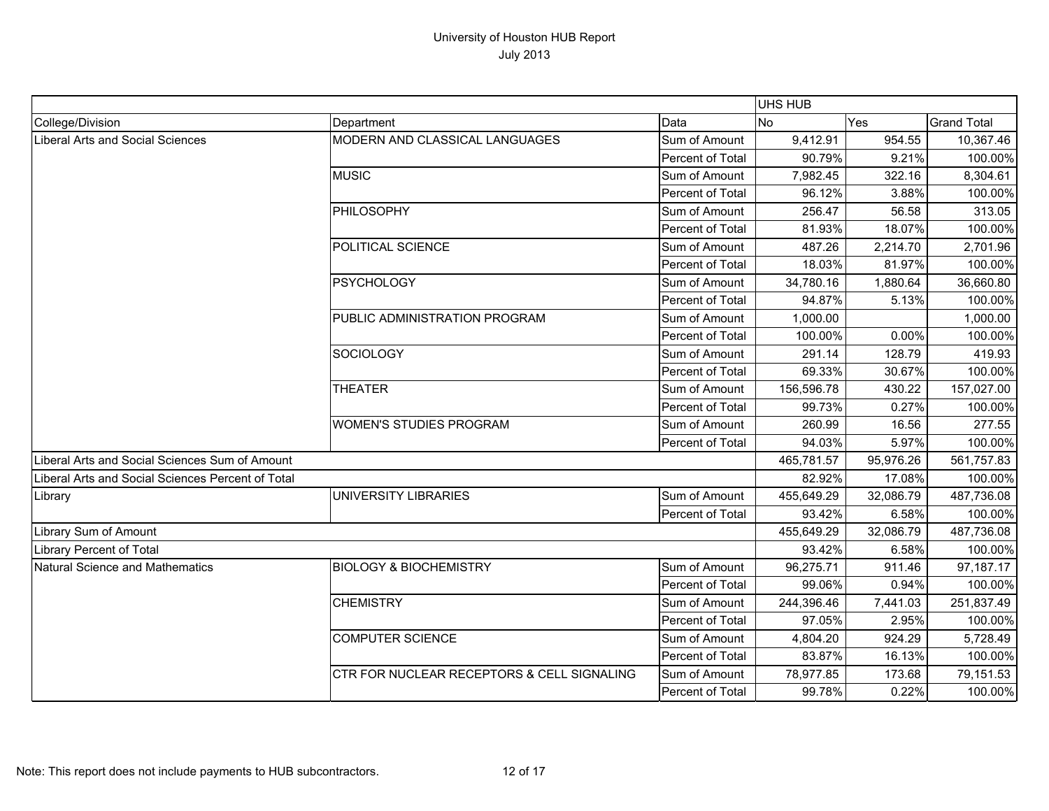# University of Houston HUB Report

July 2013

| | | | UHS HUB | | |
|---|---|---|---|---|---|
| College/Division | Department | Data | No | Yes | Grand Total |
| Liberal Arts and Social Sciences | MODERN AND CLASSICAL LANGUAGES | Sum of Amount | 9,412.91 | 954.55 | 10,367.46 |
| | | Percent of Total | 90.79% | 9.21% | 100.00% |
| | MUSIC | Sum of Amount | 7,982.45 | 322.16 | 8,304.61 |
| | | Percent of Total | 96.12% | 3.88% | 100.00% |
| | PHILOSOPHY | Sum of Amount | 256.47 | 56.58 | 313.05 |
| | | Percent of Total | 81.93% | 18.07% | 100.00% |
| | POLITICAL SCIENCE | Sum of Amount | 487.26 | 2,214.70 | 2,701.96 |
| | | Percent of Total | 18.03% | 81.97% | 100.00% |
| | PSYCHOLOGY | Sum of Amount | 34,780.16 | 1,880.64 | 36,660.80 |
| | | Percent of Total | 94.87% | 5.13% | 100.00% |
| | PUBLIC ADMINISTRATION PROGRAM | Sum of Amount | 1,000.00 | | 1,000.00 |
| | | Percent of Total | 100.00% | 0.00% | 100.00% |
| | SOCIOLOGY | Sum of Amount | 291.14 | 128.79 | 419.93 |
| | | Percent of Total | 69.33% | 30.67% | 100.00% |
| | THEATER | Sum of Amount | 156,596.78 | 430.22 | 157,027.00 |
| | | Percent of Total | 99.73% | 0.27% | 100.00% |
| | WOMEN'S STUDIES PROGRAM | Sum of Amount | 260.99 | 16.56 | 277.55 |
| | | Percent of Total | 94.03% | 5.97% | 100.00% |
| Liberal Arts and Social Sciences Sum of Amount | | | 465,781.57 | 95,976.26 | 561,757.83 |
| Liberal Arts and Social Sciences Percent of Total | | | 82.92% | 17.08% | 100.00% |
| Library | UNIVERSITY LIBRARIES | Sum of Amount | 455,649.29 | 32,086.79 | 487,736.08 |
| | | Percent of Total | 93.42% | 6.58% | 100.00% |
| Library Sum of Amount | | | 455,649.29 | 32,086.79 | 487,736.08 |
| Library Percent of Total | | | 93.42% | 6.58% | 100.00% |
| Natural Science and Mathematics | BIOLOGY & BIOCHEMISTRY | Sum of Amount | 96,275.71 | 911.46 | 97,187.17 |
| | | Percent of Total | 99.06% | 0.94% | 100.00% |
| | CHEMISTRY | Sum of Amount | 244,396.46 | 7,441.03 | 251,837.49 |
| | | Percent of Total | 97.05% | 2.95% | 100.00% |
| | COMPUTER SCIENCE | Sum of Amount | 4,804.20 | 924.29 | 5,728.49 |
| | | Percent of Total | 83.87% | 16.13% | 100.00% |
| | CTR FOR NUCLEAR RECEPTORS & CELL SIGNALING | Sum of Amount | 78,977.85 | 173.68 | 79,151.53 |
| | | Percent of Total | 99.78% | 0.22% | 100.00% |

Note: This report does not include payments to HUB subcontractors.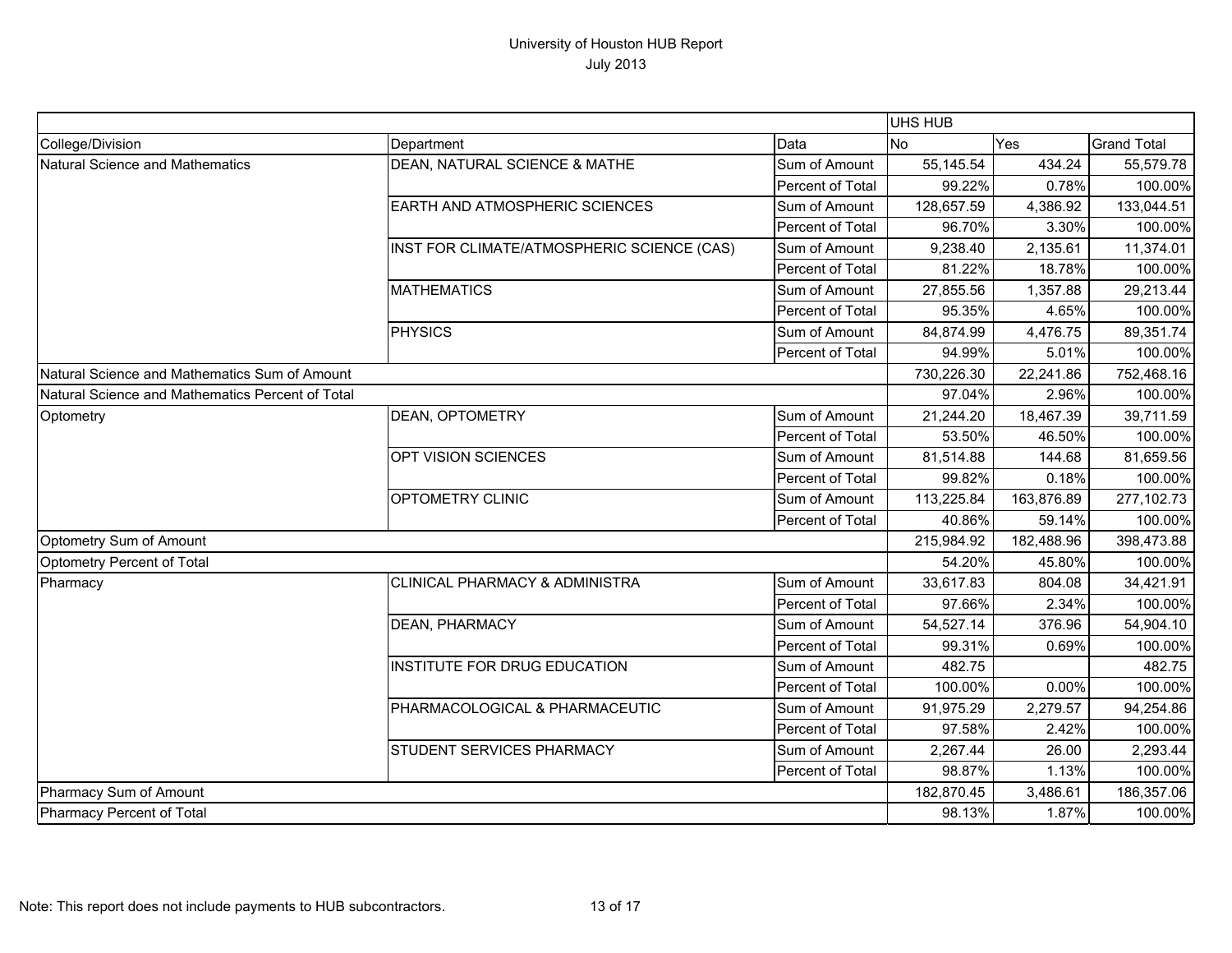# University of Houston HUB Report

July 2013

| | | | UHS HUB | | |
|---|---|---|---|---|---|
| College/Division | Department | Data | No | Yes | Grand Total |
| Natural Science and Mathematics | DEAN, NATURAL SCIENCE & MATHE | Sum of Amount | 55,145.54 | 434.24 | 55,579.78 |
| | | Percent of Total | 99.22% | 0.78% | 100.00% |
| | EARTH AND ATMOSPHERIC SCIENCES | Sum of Amount | 128,657.59 | 4,386.92 | 133,044.51 |
| | | Percent of Total | 96.70% | 3.30% | 100.00% |
| | INST FOR CLIMATE/ATMOSPHERIC SCIENCE (CAS) | Sum of Amount | 9,238.40 | 2,135.61 | 11,374.01 |
| | | Percent of Total | 81.22% | 18.78% | 100.00% |
| | MATHEMATICS | Sum of Amount | 27,855.56 | 1,357.88 | 29,213.44 |
| | | Percent of Total | 95.35% | 4.65% | 100.00% |
| | PHYSICS | Sum of Amount | 84,874.99 | 4,476.75 | 89,351.74 |
| | | Percent of Total | 94.99% | 5.01% | 100.00% |
| Natural Science and Mathematics Sum of Amount | | | 730,226.30 | 22,241.86 | 752,468.16 |
| Natural Science and Mathematics Percent of Total | | | 97.04% | 2.96% | 100.00% |
| Optometry | DEAN, OPTOMETRY | Sum of Amount | 21,244.20 | 18,467.39 | 39,711.59 |
| | | Percent of Total | 53.50% | 46.50% | 100.00% |
| | OPT VISION SCIENCES | Sum of Amount | 81,514.88 | 144.68 | 81,659.56 |
| | | Percent of Total | 99.82% | 0.18% | 100.00% |
| | OPTOMETRY CLINIC | Sum of Amount | 113,225.84 | 163,876.89 | 277,102.73 |
| | | Percent of Total | 40.86% | 59.14% | 100.00% |
| Optometry Sum of Amount | | | 215,984.92 | 182,488.96 | 398,473.88 |
| Optometry Percent of Total | | | 54.20% | 45.80% | 100.00% |
| Pharmacy | CLINICAL PHARMACY & ADMINISTRA | Sum of Amount | 33,617.83 | 804.08 | 34,421.91 |
| | | Percent of Total | 97.66% | 2.34% | 100.00% |
| | DEAN, PHARMACY | Sum of Amount | 54,527.14 | 376.96 | 54,904.10 |
| | | Percent of Total | 99.31% | 0.69% | 100.00% |
| | INSTITUTE FOR DRUG EDUCATION | Sum of Amount | 482.75 | | 482.75 |
| | | Percent of Total | 100.00% | 0.00% | 100.00% |
| | PHARMACOLOGICAL & PHARMACEUTIC | Sum of Amount | 91,975.29 | 2,279.57 | 94,254.86 |
| | | Percent of Total | 97.58% | 2.42% | 100.00% |
| | STUDENT SERVICES PHARMACY | Sum of Amount | 2,267.44 | 26.00 | 2,293.44 |
| | | Percent of Total | 98.87% | 1.13% | 100.00% |
| Pharmacy Sum of Amount | | | 182,870.45 | 3,486.61 | 186,357.06 |
| Pharmacy Percent of Total | | | 98.13% | 1.87% | 100.00% |

Note: This report does not include payments to HUB subcontractors.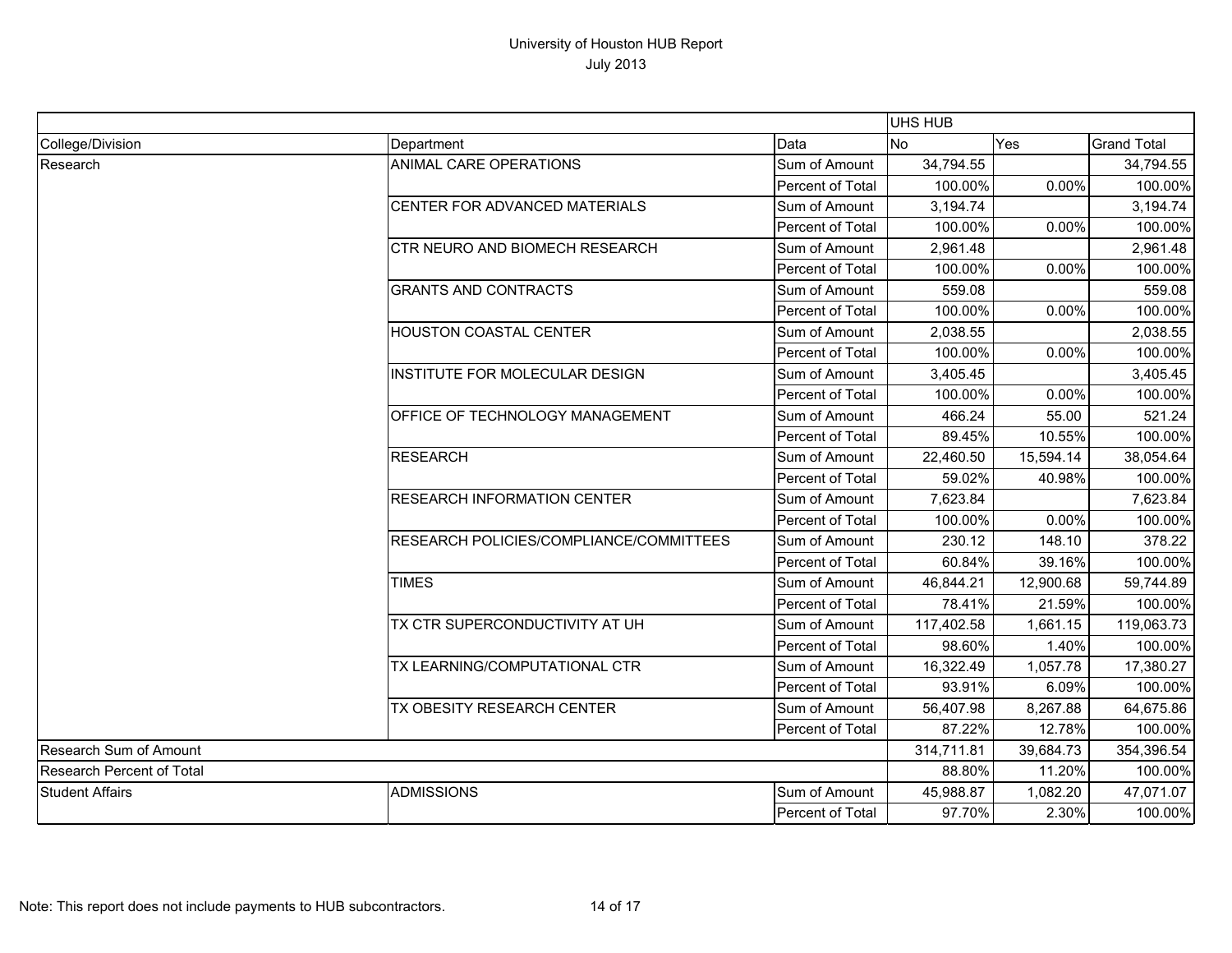# University of Houston HUB Report

July 2013

| | | | UHS HUB | | |
|---|---|---|---|---|---|
| College/Division | Department | Data | No | Yes | Grand Total |
| Research | ANIMAL CARE OPERATIONS | Sum of Amount | 34,794.55 | | 34,794.55 |
| | | Percent of Total | 100.00% | 0.00% | 100.00% |
| | CENTER FOR ADVANCED MATERIALS | Sum of Amount | 3,194.74 | | 3,194.74 |
| | | Percent of Total | 100.00% | 0.00% | 100.00% |
| | CTR NEURO AND BIOMECH RESEARCH | Sum of Amount | 2,961.48 | | 2,961.48 |
| | | Percent of Total | 100.00% | 0.00% | 100.00% |
| | GRANTS AND CONTRACTS | Sum of Amount | 559.08 | | 559.08 |
| | | Percent of Total | 100.00% | 0.00% | 100.00% |
| | HOUSTON COASTAL CENTER | Sum of Amount | 2,038.55 | | 2,038.55 |
| | | Percent of Total | 100.00% | 0.00% | 100.00% |
| | INSTITUTE FOR MOLECULAR DESIGN | Sum of Amount | 3,405.45 | | 3,405.45 |
| | | Percent of Total | 100.00% | 0.00% | 100.00% |
| | OFFICE OF TECHNOLOGY MANAGEMENT | Sum of Amount | 466.24 | 55.00 | 521.24 |
| | | Percent of Total | 89.45% | 10.55% | 100.00% |
| | RESEARCH | Sum of Amount | 22,460.50 | 15,594.14 | 38,054.64 |
| | | Percent of Total | 59.02% | 40.98% | 100.00% |
| | RESEARCH INFORMATION CENTER | Sum of Amount | 7,623.84 | | 7,623.84 |
| | | Percent of Total | 100.00% | 0.00% | 100.00% |
| | RESEARCH POLICIES/COMPLIANCE/COMMITTEES | Sum of Amount | 230.12 | 148.10 | 378.22 |
| | | Percent of Total | 60.84% | 39.16% | 100.00% |
| | TIMES | Sum of Amount | 46,844.21 | 12,900.68 | 59,744.89 |
| | | Percent of Total | 78.41% | 21.59% | 100.00% |
| | TX CTR SUPERCONDUCTIVITY AT UH | Sum of Amount | 117,402.58 | 1,661.15 | 119,063.73 |
| | | Percent of Total | 98.60% | 1.40% | 100.00% |
| | TX LEARNING/COMPUTATIONAL CTR | Sum of Amount | 16,322.49 | 1,057.78 | 17,380.27 |
| | | Percent of Total | 93.91% | 6.09% | 100.00% |
| | TX OBESITY RESEARCH CENTER | Sum of Amount | 56,407.98 | 8,267.88 | 64,675.86 |
| | | Percent of Total | 87.22% | 12.78% | 100.00% |
| Research Sum of Amount | | | 314,711.81 | 39,684.73 | 354,396.54 |
| Research Percent of Total | | | 88.80% | 11.20% | 100.00% |
| Student Affairs | ADMISSIONS | Sum of Amount | 45,988.87 | 1,082.20 | 47,071.07 |
| | | Percent of Total | 97.70% | 2.30% | 100.00% |

Note: This report does not include payments to HUB subcontractors.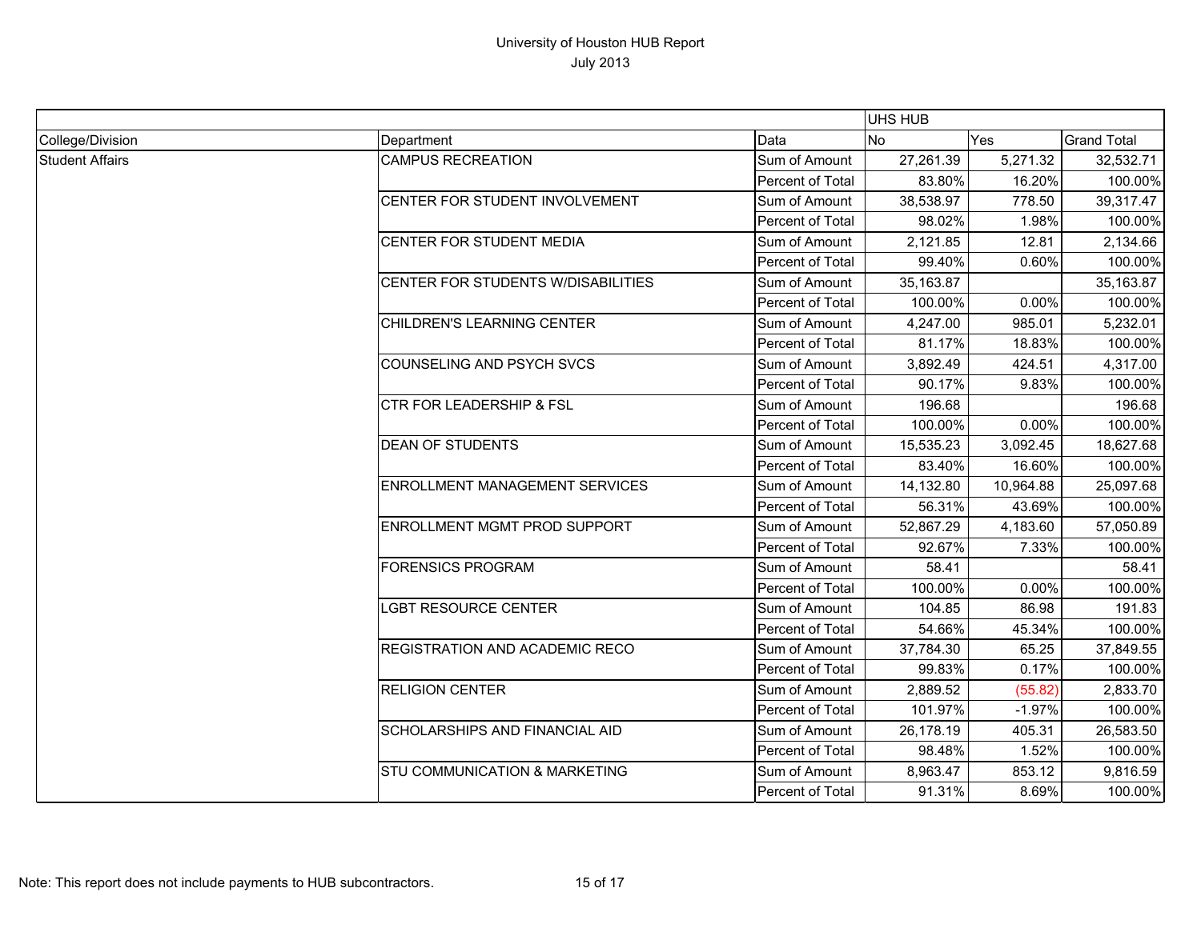University of Houston HUB Report
July 2013

| | | | UHS HUB | | |
|---|---|---|---|---|---|
| College/Division | Department | Data | No | Yes | Grand Total |
| Student Affairs | CAMPUS RECREATION | Sum of Amount | 27,261.39 | 5,271.32 | 32,532.71 |
| | | Percent of Total | 83.80% | 16.20% | 100.00% |
| | CENTER FOR STUDENT INVOLVEMENT | Sum of Amount | 38,538.97 | 778.50 | 39,317.47 |
| | | Percent of Total | 98.02% | 1.98% | 100.00% |
| | CENTER FOR STUDENT MEDIA | Sum of Amount | 2,121.85 | 12.81 | 2,134.66 |
| | | Percent of Total | 99.40% | 0.60% | 100.00% |
| | CENTER FOR STUDENTS W/DISABILITIES | Sum of Amount | 35,163.87 | | 35,163.87 |
| | | Percent of Total | 100.00% | 0.00% | 100.00% |
| | CHILDREN'S LEARNING CENTER | Sum of Amount | 4,247.00 | 985.01 | 5,232.01 |
| | | Percent of Total | 81.17% | 18.83% | 100.00% |
| | COUNSELING AND PSYCH SVCS | Sum of Amount | 3,892.49 | 424.51 | 4,317.00 |
| | | Percent of Total | 90.17% | 9.83% | 100.00% |
| | CTR FOR LEADERSHIP & FSL | Sum of Amount | 196.68 | | 196.68 |
| | | Percent of Total | 100.00% | 0.00% | 100.00% |
| | DEAN OF STUDENTS | Sum of Amount | 15,535.23 | 3,092.45 | 18,627.68 |
| | | Percent of Total | 83.40% | 16.60% | 100.00% |
| | ENROLLMENT MANAGEMENT SERVICES | Sum of Amount | 14,132.80 | 10,964.88 | 25,097.68 |
| | | Percent of Total | 56.31% | 43.69% | 100.00% |
| | ENROLLMENT MGMT PROD SUPPORT | Sum of Amount | 52,867.29 | 4,183.60 | 57,050.89 |
| | | Percent of Total | 92.67% | 7.33% | 100.00% |
| | FORENSICS PROGRAM | Sum of Amount | 58.41 | | 58.41 |
| | | Percent of Total | 100.00% | 0.00% | 100.00% |
| | LGBT RESOURCE CENTER | Sum of Amount | 104.85 | 86.98 | 191.83 |
| | | Percent of Total | 54.66% | 45.34% | 100.00% |
| | REGISTRATION AND ACADEMIC RECO | Sum of Amount | 37,784.30 | 65.25 | 37,849.55 |
| | | Percent of Total | 99.83% | 0.17% | 100.00% |
| | RELIGION CENTER | Sum of Amount | 2,889.52 | (55.82) | 2,833.70 |
| | | Percent of Total | 101.97% | -1.97% | 100.00% |
| | SCHOLARSHIPS AND FINANCIAL AID | Sum of Amount | 26,178.19 | 405.31 | 26,583.50 |
| | | Percent of Total | 98.48% | 1.52% | 100.00% |
| | STU COMMUNICATION & MARKETING | Sum of Amount | 8,963.47 | 853.12 | 9,816.59 |
| | | Percent of Total | 91.31% | 8.69% | 100.00% |

Note: This report does not include payments to HUB subcontractors.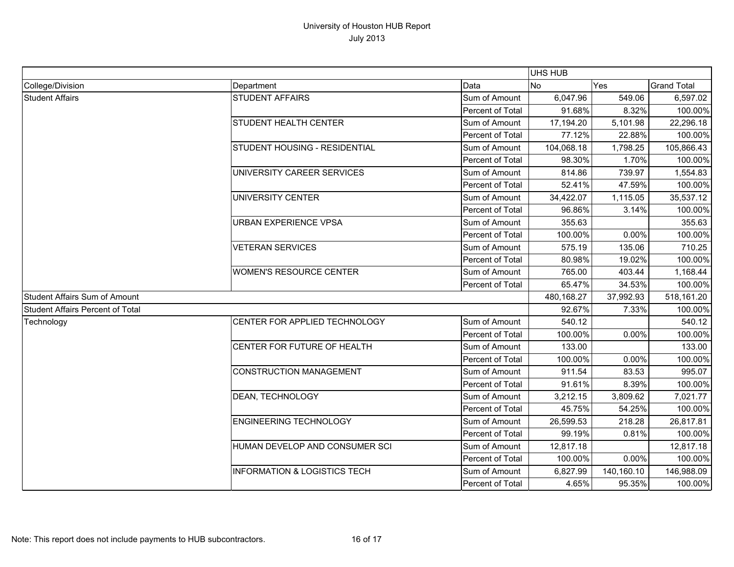# University of Houston HUB Report
July 2013

| | | | UHS HUB | | |
|---|---|---|---|---|---|
| College/Division | Department | Data | No | Yes | Grand Total |
| Student Affairs | STUDENT AFFAIRS | Sum of Amount | 6,047.96 | 549.06 | 6,597.02 |
| | | Percent of Total | 91.68% | 8.32% | 100.00% |
| | STUDENT HEALTH CENTER | Sum of Amount | 17,194.20 | 5,101.98 | 22,296.18 |
| | | Percent of Total | 77.12% | 22.88% | 100.00% |
| | STUDENT HOUSING - RESIDENTIAL | Sum of Amount | 104,068.18 | 1,798.25 | 105,866.43 |
| | | Percent of Total | 98.30% | 1.70% | 100.00% |
| | UNIVERSITY CAREER SERVICES | Sum of Amount | 814.86 | 739.97 | 1,554.83 |
| | | Percent of Total | 52.41% | 47.59% | 100.00% |
| | UNIVERSITY CENTER | Sum of Amount | 34,422.07 | 1,115.05 | 35,537.12 |
| | | Percent of Total | 96.86% | 3.14% | 100.00% |
| | URBAN EXPERIENCE VPSA | Sum of Amount | 355.63 | | 355.63 |
| | | Percent of Total | 100.00% | 0.00% | 100.00% |
| | VETERAN SERVICES | Sum of Amount | 575.19 | 135.06 | 710.25 |
| | | Percent of Total | 80.98% | 19.02% | 100.00% |
| | WOMEN'S RESOURCE CENTER | Sum of Amount | 765.00 | 403.44 | 1,168.44 |
| | | Percent of Total | 65.47% | 34.53% | 100.00% |
| Student Affairs Sum of Amount | | | 480,168.27 | 37,992.93 | 518,161.20 |
| Student Affairs Percent of Total | | | 92.67% | 7.33% | 100.00% |
| Technology | CENTER FOR APPLIED TECHNOLOGY | Sum of Amount | 540.12 | | 540.12 |
| | | Percent of Total | 100.00% | 0.00% | 100.00% |
| | CENTER FOR FUTURE OF HEALTH | Sum of Amount | 133.00 | | 133.00 |
| | | Percent of Total | 100.00% | 0.00% | 100.00% |
| | CONSTRUCTION MANAGEMENT | Sum of Amount | 911.54 | 83.53 | 995.07 |
| | | Percent of Total | 91.61% | 8.39% | 100.00% |
| | DEAN, TECHNOLOGY | Sum of Amount | 3,212.15 | 3,809.62 | 7,021.77 |
| | | Percent of Total | 45.75% | 54.25% | 100.00% |
| | ENGINEERING TECHNOLOGY | Sum of Amount | 26,599.53 | 218.28 | 26,817.81 |
| | | Percent of Total | 99.19% | 0.81% | 100.00% |
| | HUMAN DEVELOP AND CONSUMER SCI | Sum of Amount | 12,817.18 | | 12,817.18 |
| | | Percent of Total | 100.00% | 0.00% | 100.00% |
| | INFORMATION & LOGISTICS TECH | Sum of Amount | 6,827.99 | 140,160.10 | 146,988.09 |
| | | Percent of Total | 4.65% | 95.35% | 100.00% |

Note: This report does not include payments to HUB subcontractors.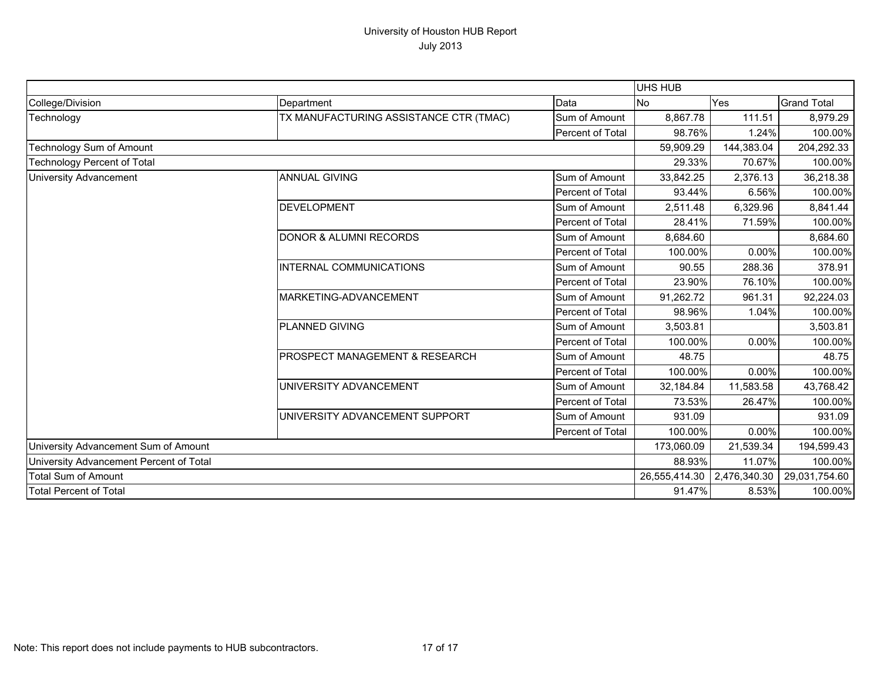# University of Houston HUB Report

July 2013

| | | | UHS HUB | | |
|---|---|---|---|---|---|
| College/Division | Department | Data | No | Yes | Grand Total |
| Technology | TX MANUFACTURING ASSISTANCE CTR (TMAC) | Sum of Amount | 8,867.78 | 111.51 | 8,979.29 |
| | | Percent of Total | 98.76% | 1.24% | 100.00% |
| Technology Sum of Amount | | | 59,909.29 | 144,383.04 | 204,292.33 |
| Technology Percent of Total | | | 29.33% | 70.67% | 100.00% |
| University Advancement | ANNUAL GIVING | Sum of Amount | 33,842.25 | 2,376.13 | 36,218.38 |
| | | Percent of Total | 93.44% | 6.56% | 100.00% |
| | DEVELOPMENT | Sum of Amount | 2,511.48 | 6,329.96 | 8,841.44 |
| | | Percent of Total | 28.41% | 71.59% | 100.00% |
| | DONOR & ALUMNI RECORDS | Sum of Amount | 8,684.60 | | 8,684.60 |
| | | Percent of Total | 100.00% | 0.00% | 100.00% |
| | INTERNAL COMMUNICATIONS | Sum of Amount | 90.55 | 288.36 | 378.91 |
| | | Percent of Total | 23.90% | 76.10% | 100.00% |
| | MARKETING-ADVANCEMENT | Sum of Amount | 91,262.72 | 961.31 | 92,224.03 |
| | | Percent of Total | 98.96% | 1.04% | 100.00% |
| | PLANNED GIVING | Sum of Amount | 3,503.81 | | 3,503.81 |
| | | Percent of Total | 100.00% | 0.00% | 100.00% |
| | PROSPECT MANAGEMENT & RESEARCH | Sum of Amount | 48.75 | | 48.75 |
| | | Percent of Total | 100.00% | 0.00% | 100.00% |
| | UNIVERSITY ADVANCEMENT | Sum of Amount | 32,184.84 | 11,583.58 | 43,768.42 |
| | | Percent of Total | 73.53% | 26.47% | 100.00% |
| | UNIVERSITY ADVANCEMENT SUPPORT | Sum of Amount | 931.09 | | 931.09 |
| | | Percent of Total | 100.00% | 0.00% | 100.00% |
| University Advancement Sum of Amount | | | 173,060.09 | 21,539.34 | 194,599.43 |
| University Advancement Percent of Total | | | 88.93% | 11.07% | 100.00% |
| Total Sum of Amount | | | 26,555,414.30 | 2,476,340.30 | 29,031,754.60 |
| Total Percent of Total | | | 91.47% | 8.53% | 100.00% |

Note: This report does not include payments to HUB subcontractors.